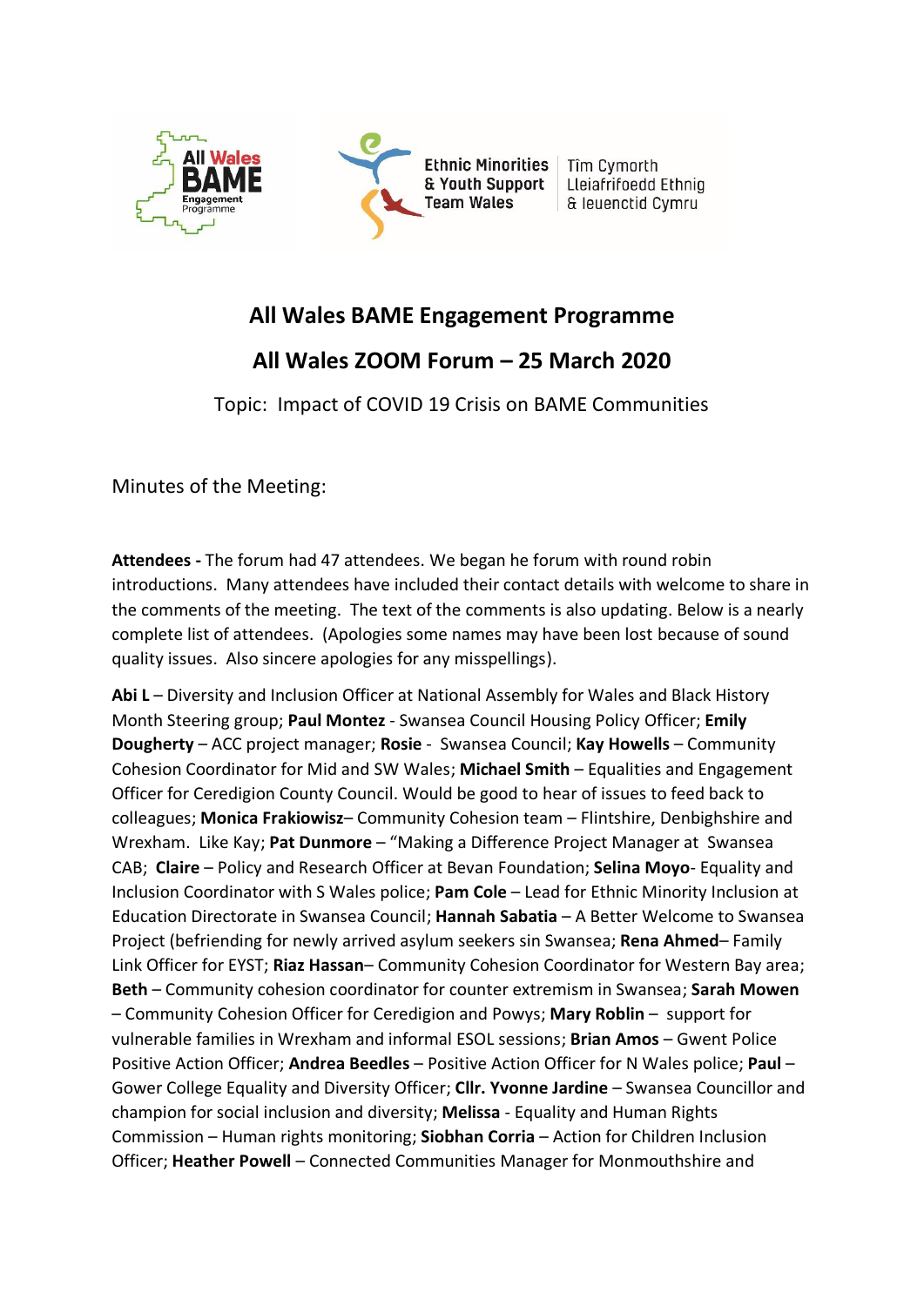All Wales BAME Engagement Programme

Ethnic Minorities & Youth Support Team Wales | Tîm Cymorth Lleiafrifoedd Ethnig & Ieuenctid Cymru

## All Wales BAME Engagement Programme

## All Wales ZOOM Forum – 25 March 2020

Topic: Impact of COVID 19 Crisis on BAME Communities

Minutes of the Meeting:

**Attendees -** The forum had 47 attendees. We began he forum with round robin introductions. Many attendees have included their contact details with welcome to share in the comments of the meeting. The text of the comments is also updating. Below is a nearly complete list of attendees. (Apologies some names may have been lost because of sound quality issues. Also sincere apologies for any misspellings).

**Abi L** – Diversity and Inclusion Officer at National Assembly for Wales and Black History Month Steering group; **Paul Montez** - Swansea Council Housing Policy Officer; **Emily Dougherty** – ACC project manager; **Rosie** - Swansea Council; **Kay Howells** – Community Cohesion Coordinator for Mid and SW Wales; **Michael Smith** – Equalities and Engagement Officer for Ceredigion County Council. Would be good to hear of issues to feed back to colleagues; **Monica Frakiowisz**– Community Cohesion team – Flintshire, Denbighshire and Wrexham. Like Kay; **Pat Dunmore** – "Making a Difference Project Manager at Swansea CAB; **Claire** – Policy and Research Officer at Bevan Foundation; **Selina Moyo**- Equality and Inclusion Coordinator with S Wales police; **Pam Cole** – Lead for Ethnic Minority Inclusion at Education Directorate in Swansea Council; **Hannah Sabatia** – A Better Welcome to Swansea Project (befriending for newly arrived asylum seekers sin Swansea; **Rena Ahmed**– Family Link Officer for EYST; **Riaz Hassan**– Community Cohesion Coordinator for Western Bay area; **Beth** – Community cohesion coordinator for counter extremism in Swansea; **Sarah Mowen** – Community Cohesion Officer for Ceredigion and Powys; **Mary Roblin** – support for vulnerable families in Wrexham and informal ESOL sessions; **Brian Amos** – Gwent Police Positive Action Officer; **Andrea Beedles** – Positive Action Officer for N Wales police; **Paul** – Gower College Equality and Diversity Officer; **Cllr. Yvonne Jardine** – Swansea Councillor and champion for social inclusion and diversity; **Melissa** - Equality and Human Rights Commission – Human rights monitoring; **Siobhan Corria** – Action for Children Inclusion Officer; **Heather Powell** – Connected Communities Manager for Monmouthshire and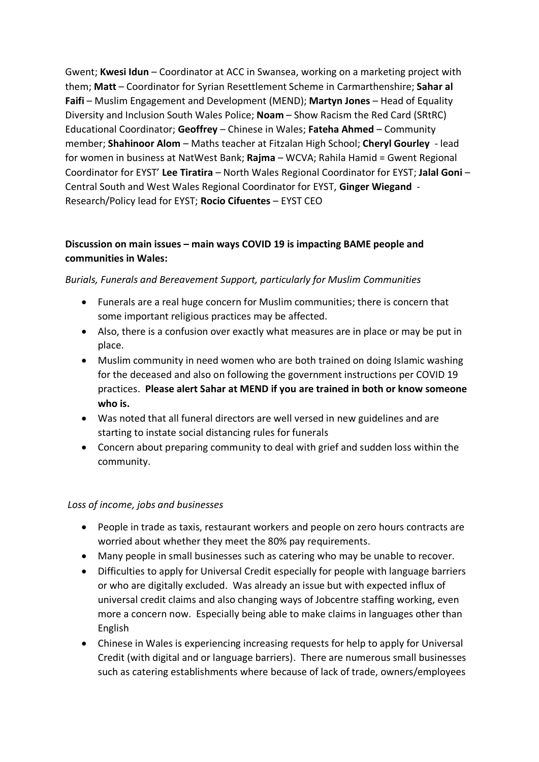Gwent; **Kwesi Idun** – Coordinator at ACC in Swansea, working on a marketing project with them; **Matt** – Coordinator for Syrian Resettlement Scheme in Carmarthenshire; **Sahar al Faifi** – Muslim Engagement and Development (MEND); **Martyn Jones** – Head of Equality Diversity and Inclusion South Wales Police; **Noam** – Show Racism the Red Card (SRtRC) Educational Coordinator; **Geoffrey** – Chinese in Wales; **Fateha Ahmed** – Community member; **Shahinoor Alom** – Maths teacher at Fitzalan High School; **Cheryl Gourley** - lead for women in business at NatWest Bank; **Rajma** – WCVA; Rahila Hamid = Gwent Regional Coordinator for EYST' **Lee Tiratira** – North Wales Regional Coordinator for EYST; **Jalal Goni** – Central South and West Wales Regional Coordinator for EYST, **Ginger Wiegand** - Research/Policy lead for EYST; **Rocio Cifuentes** – EYST CEO

**Discussion on main issues – main ways COVID 19 is impacting BAME people and communities in Wales:**

*Burials, Funerals and Bereavement Support, particularly for Muslim Communities*

- Funerals are a real huge concern for Muslim communities; there is concern that some important religious practices may be affected.
- Also, there is a confusion over exactly what measures are in place or may be put in place.
- Muslim community in need women who are both trained on doing Islamic washing for the deceased and also on following the government instructions per COVID 19 practices. **Please alert Sahar at MEND if you are trained in both or know someone who is.**
- Was noted that all funeral directors are well versed in new guidelines and are starting to instate social distancing rules for funerals
- Concern about preparing community to deal with grief and sudden loss within the community.

*Loss of income, jobs and businesses*

- People in trade as taxis, restaurant workers and people on zero hours contracts are worried about whether they meet the 80% pay requirements.
- Many people in small businesses such as catering who may be unable to recover.
- Difficulties to apply for Universal Credit especially for people with language barriers or who are digitally excluded. Was already an issue but with expected influx of universal credit claims and also changing ways of Jobcentre staffing working, even more a concern now. Especially being able to make claims in languages other than English
- Chinese in Wales is experiencing increasing requests for help to apply for Universal Credit (with digital and or language barriers). There are numerous small businesses such as catering establishments where because of lack of trade, owners/employees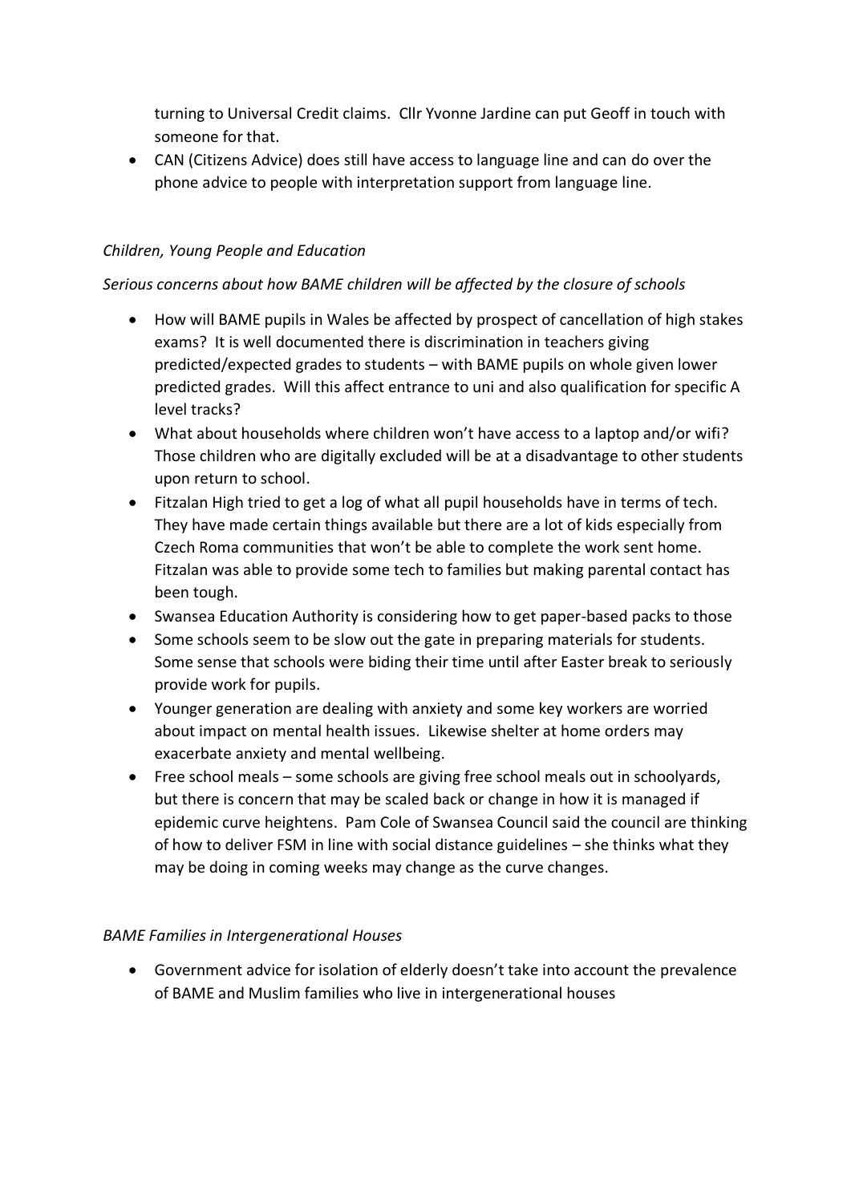turning to Universal Credit claims. Cllr Yvonne Jardine can put Geoff in touch with someone for that.

- CAN (Citizens Advice) does still have access to language line and can do over the phone advice to people with interpretation support from language line.

*Children, Young People and Education*

*Serious concerns about how BAME children will be affected by the closure of schools*

- How will BAME pupils in Wales be affected by prospect of cancellation of high stakes exams? It is well documented there is discrimination in teachers giving predicted/expected grades to students – with BAME pupils on whole given lower predicted grades. Will this affect entrance to uni and also qualification for specific A level tracks?
- What about households where children won't have access to a laptop and/or wifi? Those children who are digitally excluded will be at a disadvantage to other students upon return to school.
- Fitzalan High tried to get a log of what all pupil households have in terms of tech. They have made certain things available but there are a lot of kids especially from Czech Roma communities that won't be able to complete the work sent home. Fitzalan was able to provide some tech to families but making parental contact has been tough.
- Swansea Education Authority is considering how to get paper-based packs to those
- Some schools seem to be slow out the gate in preparing materials for students. Some sense that schools were biding their time until after Easter break to seriously provide work for pupils.
- Younger generation are dealing with anxiety and some key workers are worried about impact on mental health issues. Likewise shelter at home orders may exacerbate anxiety and mental wellbeing.
- Free school meals – some schools are giving free school meals out in schoolyards, but there is concern that may be scaled back or change in how it is managed if epidemic curve heightens. Pam Cole of Swansea Council said the council are thinking of how to deliver FSM in line with social distance guidelines – she thinks what they may be doing in coming weeks may change as the curve changes.

*BAME Families in Intergenerational Houses*

- Government advice for isolation of elderly doesn't take into account the prevalence of BAME and Muslim families who live in intergenerational houses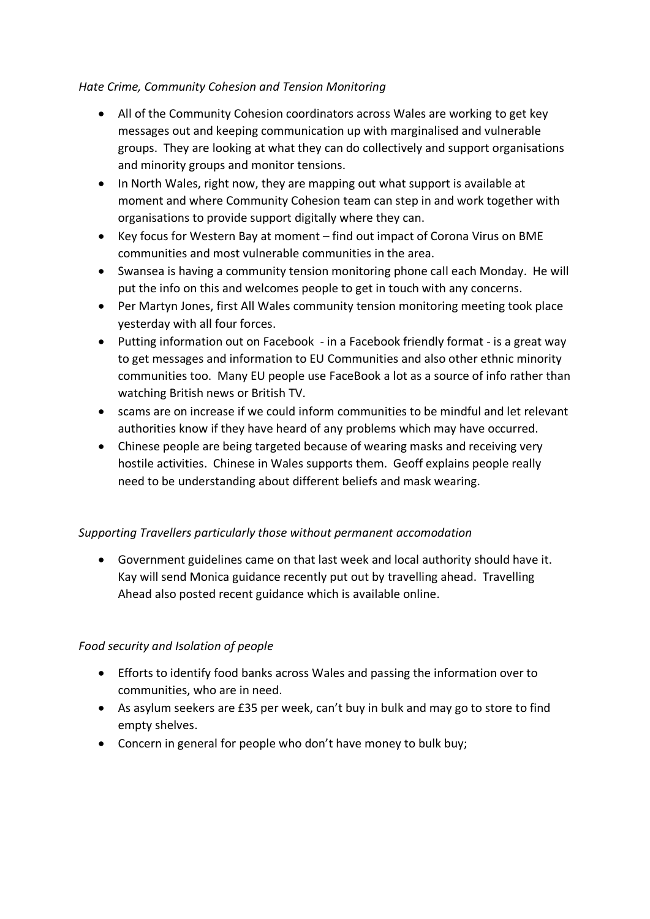*Hate Crime, Community Cohesion and Tension Monitoring*

- All of the Community Cohesion coordinators across Wales are working to get key messages out and keeping communication up with marginalised and vulnerable groups. They are looking at what they can do collectively and support organisations and minority groups and monitor tensions.
- In North Wales, right now, they are mapping out what support is available at moment and where Community Cohesion team can step in and work together with organisations to provide support digitally where they can.
- Key focus for Western Bay at moment – find out impact of Corona Virus on BME communities and most vulnerable communities in the area.
- Swansea is having a community tension monitoring phone call each Monday. He will put the info on this and welcomes people to get in touch with any concerns.
- Per Martyn Jones, first All Wales community tension monitoring meeting took place yesterday with all four forces.
- Putting information out on Facebook - in a Facebook friendly format - is a great way to get messages and information to EU Communities and also other ethnic minority communities too. Many EU people use FaceBook a lot as a source of info rather than watching British news or British TV.
- scams are on increase if we could inform communities to be mindful and let relevant authorities know if they have heard of any problems which may have occurred.
- Chinese people are being targeted because of wearing masks and receiving very hostile activities. Chinese in Wales supports them. Geoff explains people really need to be understanding about different beliefs and mask wearing.

*Supporting Travellers particularly those without permanent accomodation*

- Government guidelines came on that last week and local authority should have it. Kay will send Monica guidance recently put out by travelling ahead. Travelling Ahead also posted recent guidance which is available online.

*Food security and Isolation of people*

- Efforts to identify food banks across Wales and passing the information over to communities, who are in need.
- As asylum seekers are £35 per week, can't buy in bulk and may go to store to find empty shelves.
- Concern in general for people who don't have money to bulk buy;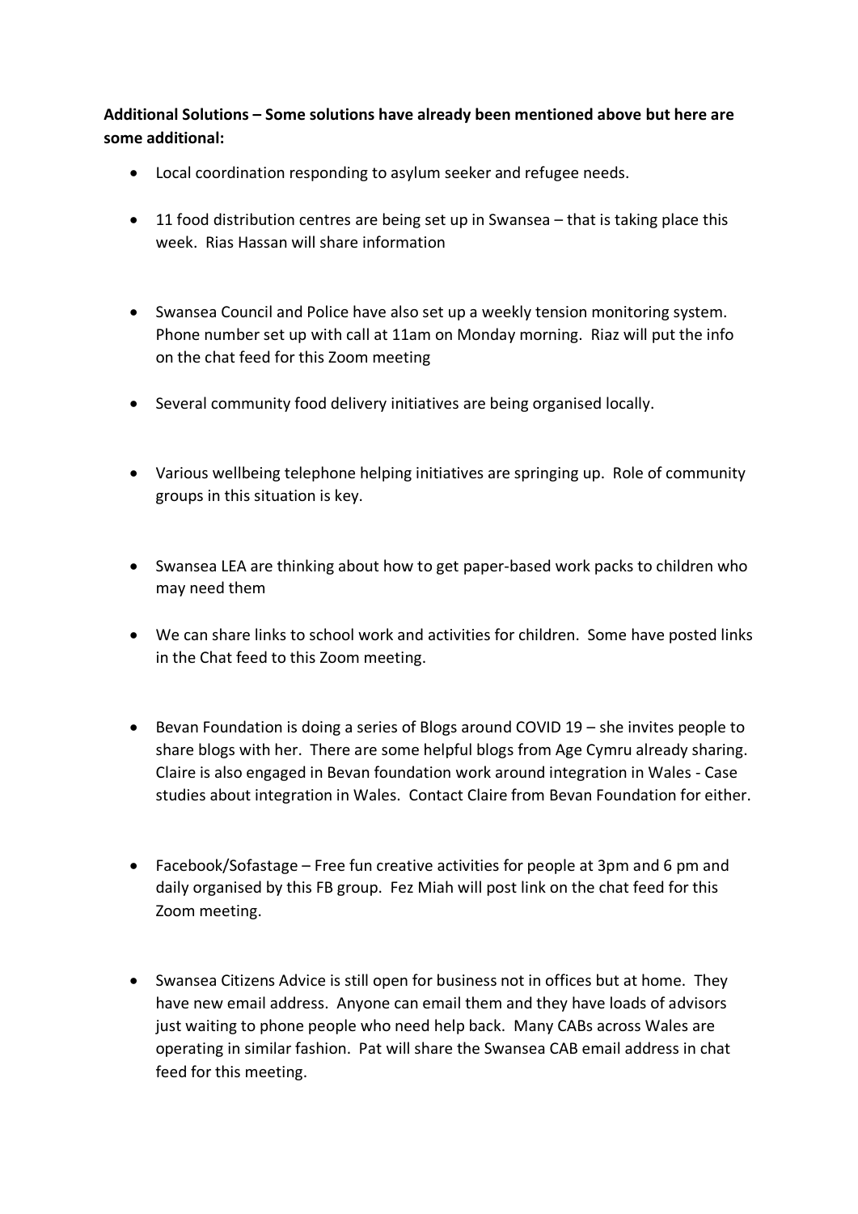**Additional Solutions – Some solutions have already been mentioned above but here are some additional:**

- Local coordination responding to asylum seeker and refugee needs.
- 11 food distribution centres are being set up in Swansea – that is taking place this week. Rias Hassan will share information
- Swansea Council and Police have also set up a weekly tension monitoring system. Phone number set up with call at 11am on Monday morning. Riaz will put the info on the chat feed for this Zoom meeting
- Several community food delivery initiatives are being organised locally.
- Various wellbeing telephone helping initiatives are springing up. Role of community groups in this situation is key.
- Swansea LEA are thinking about how to get paper-based work packs to children who may need them
- We can share links to school work and activities for children. Some have posted links in the Chat feed to this Zoom meeting.
- Bevan Foundation is doing a series of Blogs around COVID 19 – she invites people to share blogs with her. There are some helpful blogs from Age Cymru already sharing. Claire is also engaged in Bevan foundation work around integration in Wales - Case studies about integration in Wales. Contact Claire from Bevan Foundation for either.
- Facebook/Sofastage – Free fun creative activities for people at 3pm and 6 pm and daily organised by this FB group. Fez Miah will post link on the chat feed for this Zoom meeting.
- Swansea Citizens Advice is still open for business not in offices but at home. They have new email address. Anyone can email them and they have loads of advisors just waiting to phone people who need help back. Many CABs across Wales are operating in similar fashion. Pat will share the Swansea CAB email address in chat feed for this meeting.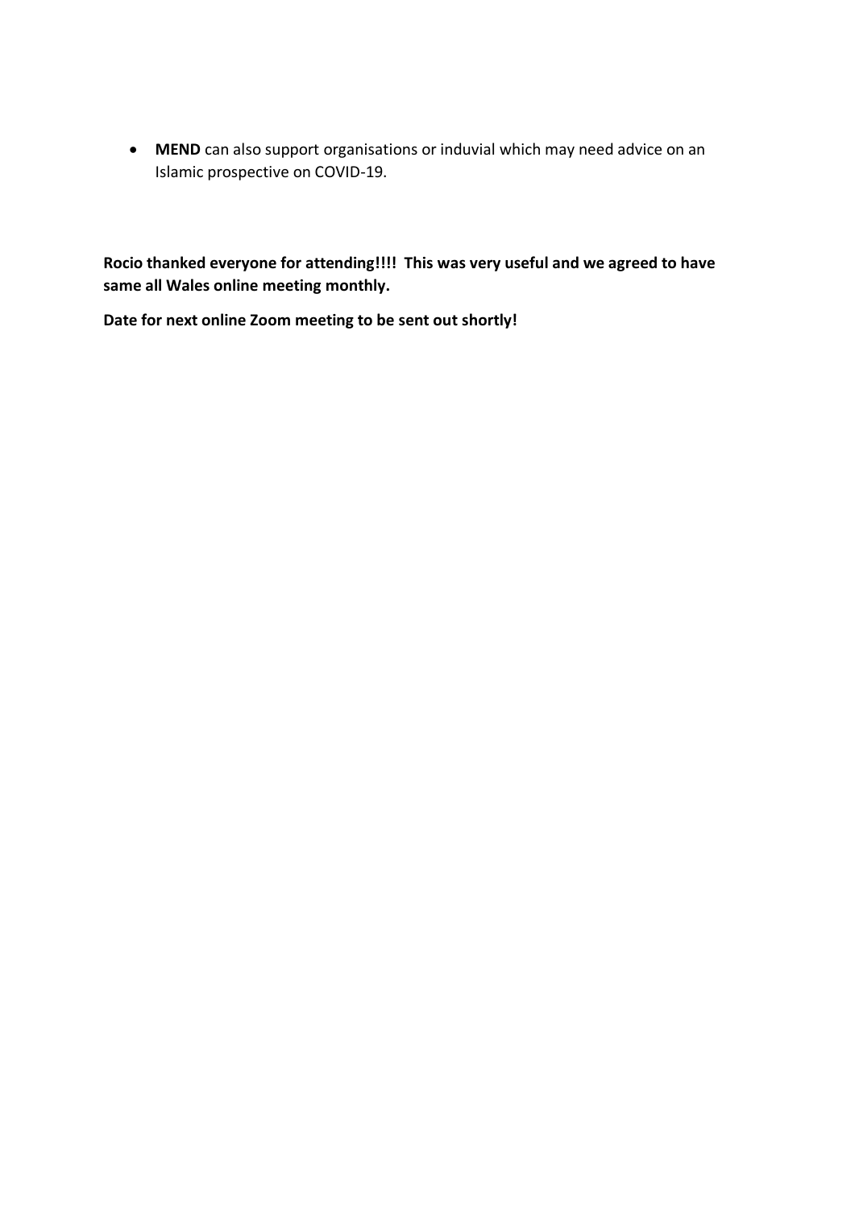- **MEND** can also support organisations or induvial which may need advice on an Islamic prospective on COVID-19.

**Rocio thanked everyone for attending!!!! This was very useful and we agreed to have same all Wales online meeting monthly.**

**Date for next online Zoom meeting to be sent out shortly!**